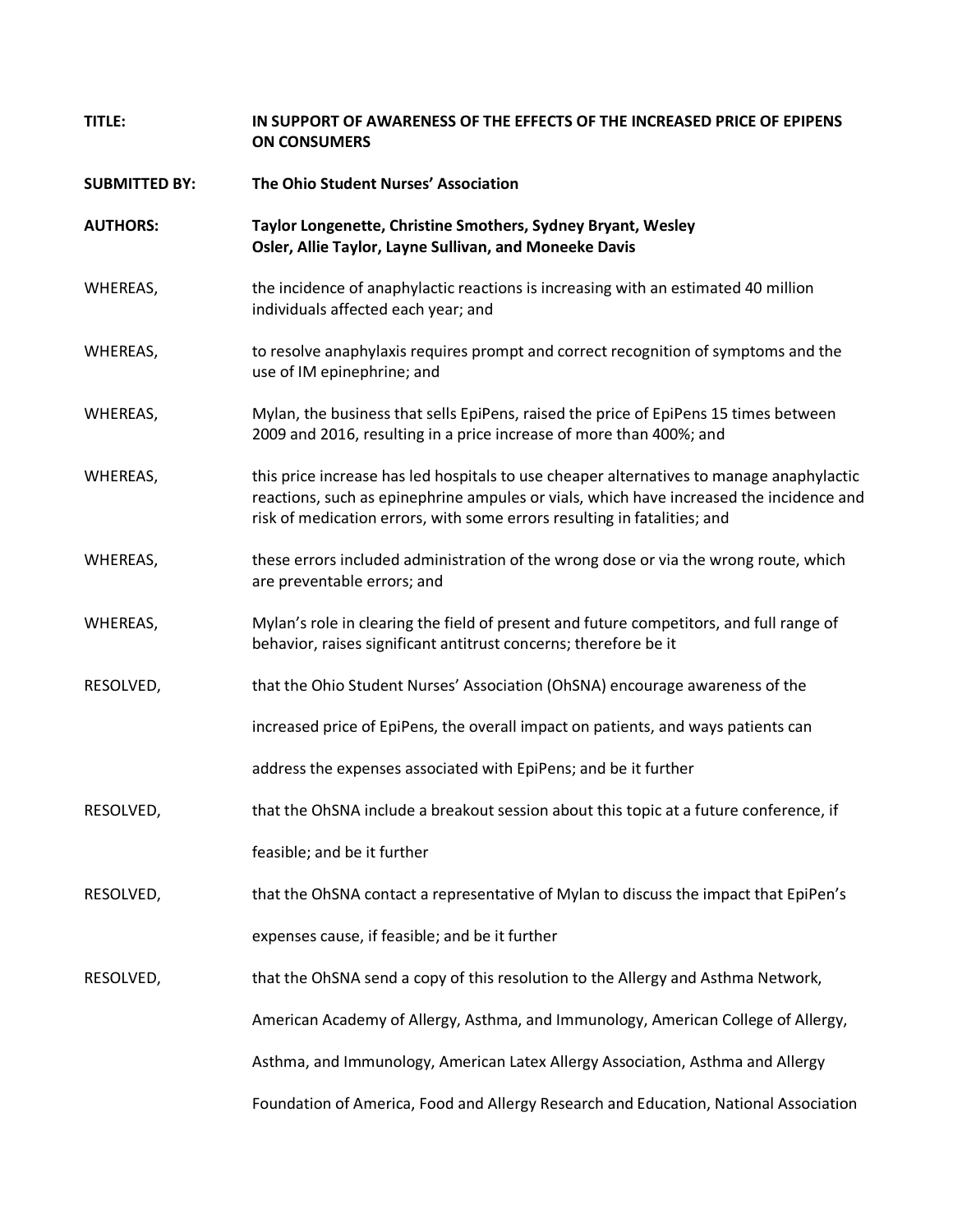**TITLE:** **IN SUPPORT OF AWARENESS OF THE EFFECTS OF THE INCREASED PRICE OF EPIPENS ON CONSUMERS**

**SUBMITTED BY:** **The Ohio Student Nurses' Association**

**AUTHORS:** **Taylor Longenette, Christine Smothers, Sydney Bryant, Wesley Osler, Allie Taylor, Layne Sullivan, and Moneeke Davis**

WHEREAS, the incidence of anaphylactic reactions is increasing with an estimated 40 million individuals affected each year; and

WHEREAS, to resolve anaphylaxis requires prompt and correct recognition of symptoms and the use of IM epinephrine; and

WHEREAS, Mylan, the business that sells EpiPens, raised the price of EpiPens 15 times between 2009 and 2016, resulting in a price increase of more than 400%; and

WHEREAS, this price increase has led hospitals to use cheaper alternatives to manage anaphylactic reactions, such as epinephrine ampules or vials, which have increased the incidence and risk of medication errors, with some errors resulting in fatalities; and

WHEREAS, these errors included administration of the wrong dose or via the wrong route, which are preventable errors; and

WHEREAS, Mylan's role in clearing the field of present and future competitors, and full range of behavior, raises significant antitrust concerns; therefore be it

RESOLVED, that the Ohio Student Nurses' Association (OhSNA) encourage awareness of the increased price of EpiPens, the overall impact on patients, and ways patients can address the expenses associated with EpiPens; and be it further

RESOLVED, that the OhSNA include a breakout session about this topic at a future conference, if feasible; and be it further

RESOLVED, that the OhSNA contact a representative of Mylan to discuss the impact that EpiPen's expenses cause, if feasible; and be it further

RESOLVED, that the OhSNA send a copy of this resolution to the Allergy and Asthma Network, American Academy of Allergy, Asthma, and Immunology, American College of Allergy, Asthma, and Immunology, American Latex Allergy Association, Asthma and Allergy Foundation of America, Food and Allergy Research and Education, National Association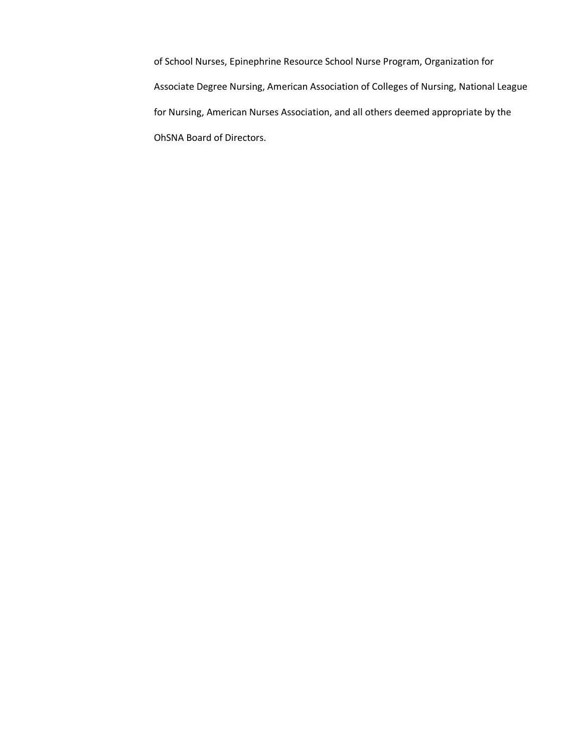of School Nurses, Epinephrine Resource School Nurse Program, Organization for Associate Degree Nursing, American Association of Colleges of Nursing, National League for Nursing, American Nurses Association, and all others deemed appropriate by the OhSNA Board of Directors.